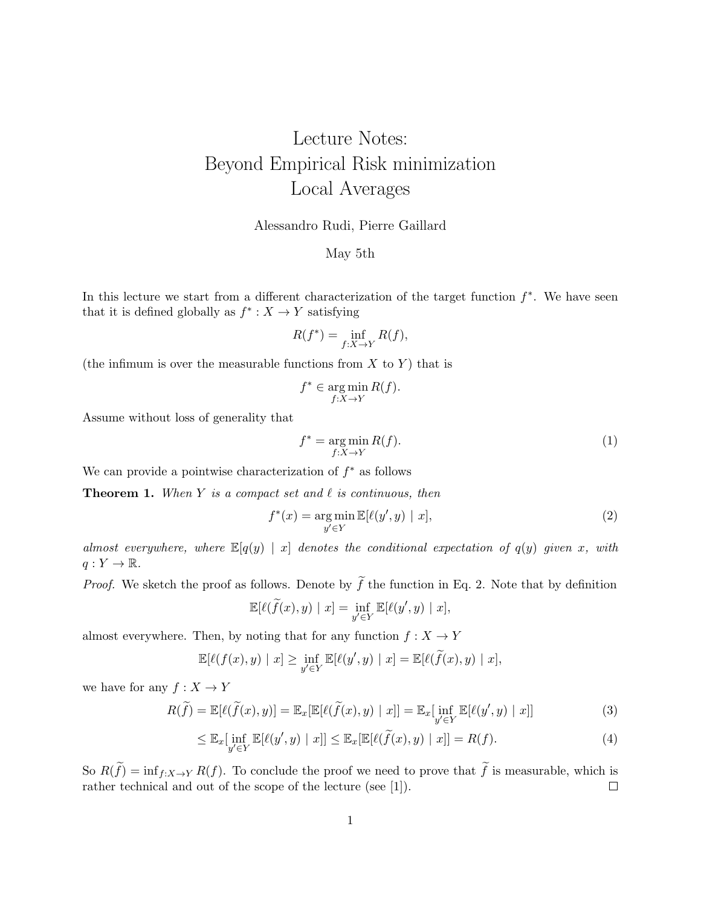# Lecture Notes:
# Beyond Empirical Risk minimization
# Local Averages

Alessandro Rudi, Pierre Gaillard

May 5th

In this lecture we start from a different characterization of the target function $f^*$. We have seen that it is defined globally as $f^* : X \to Y$ satisfying

$$R(f^*) = \inf_{f:X \to Y} R(f),$$

(the infimum is over the measurable functions from $X$ to $Y$) that is

$$f^* \in \operatorname*{arg\,min}_{f:X \to Y} R(f).$$

Assume without loss of generality that

$$f^* = \operatorname*{arg\,min}_{f:X \to Y} R(f). \tag{1}$$

We can provide a pointwise characterization of $f^*$ as follows

**Theorem 1.** *When $Y$ is a compact set and $\ell$ is continuous, then*

$$f^*(x) = \operatorname*{arg\,min}_{y' \in Y} \mathbb{E}[\ell(y', y) \mid x], \tag{2}$$

*almost everywhere, where $\mathbb{E}[q(y) \mid x]$ denotes the conditional expectation of $q(y)$ given $x$, with $q : Y \to \mathbb{R}$.*

*Proof.* We sketch the proof as follows. Denote by $\widetilde{f}$ the function in Eq. 2. Note that by definition

$$\mathbb{E}[\ell(\widetilde{f}(x), y) \mid x] = \inf_{y' \in Y} \mathbb{E}[\ell(y', y) \mid x],$$

almost everywhere. Then, by noting that for any function $f : X \to Y$

$$\mathbb{E}[\ell(f(x), y) \mid x] \geq \inf_{y' \in Y} \mathbb{E}[\ell(y', y) \mid x] = \mathbb{E}[\ell(\widetilde{f}(x), y) \mid x],$$

we have for any $f : X \to Y$

$$R(\widetilde{f}) = \mathbb{E}[\ell(\widetilde{f}(x), y)] = \mathbb{E}_x[\mathbb{E}[\ell(\widetilde{f}(x), y) \mid x]] = \mathbb{E}_x[\inf_{y' \in Y} \mathbb{E}[\ell(y', y) \mid x]] \tag{3}$$

$$\leq \mathbb{E}_x[\inf_{y' \in Y} \mathbb{E}[\ell(y', y) \mid x]] \leq \mathbb{E}_x[\mathbb{E}[\ell(\widetilde{f}(x), y) \mid x]] = R(f). \tag{4}$$

So $R(\widetilde{f}) = \inf_{f:X \to Y} R(f)$. To conclude the proof we need to prove that $\widetilde{f}$ is measurable, which is rather technical and out of the scope of the lecture (see [1]). $\square$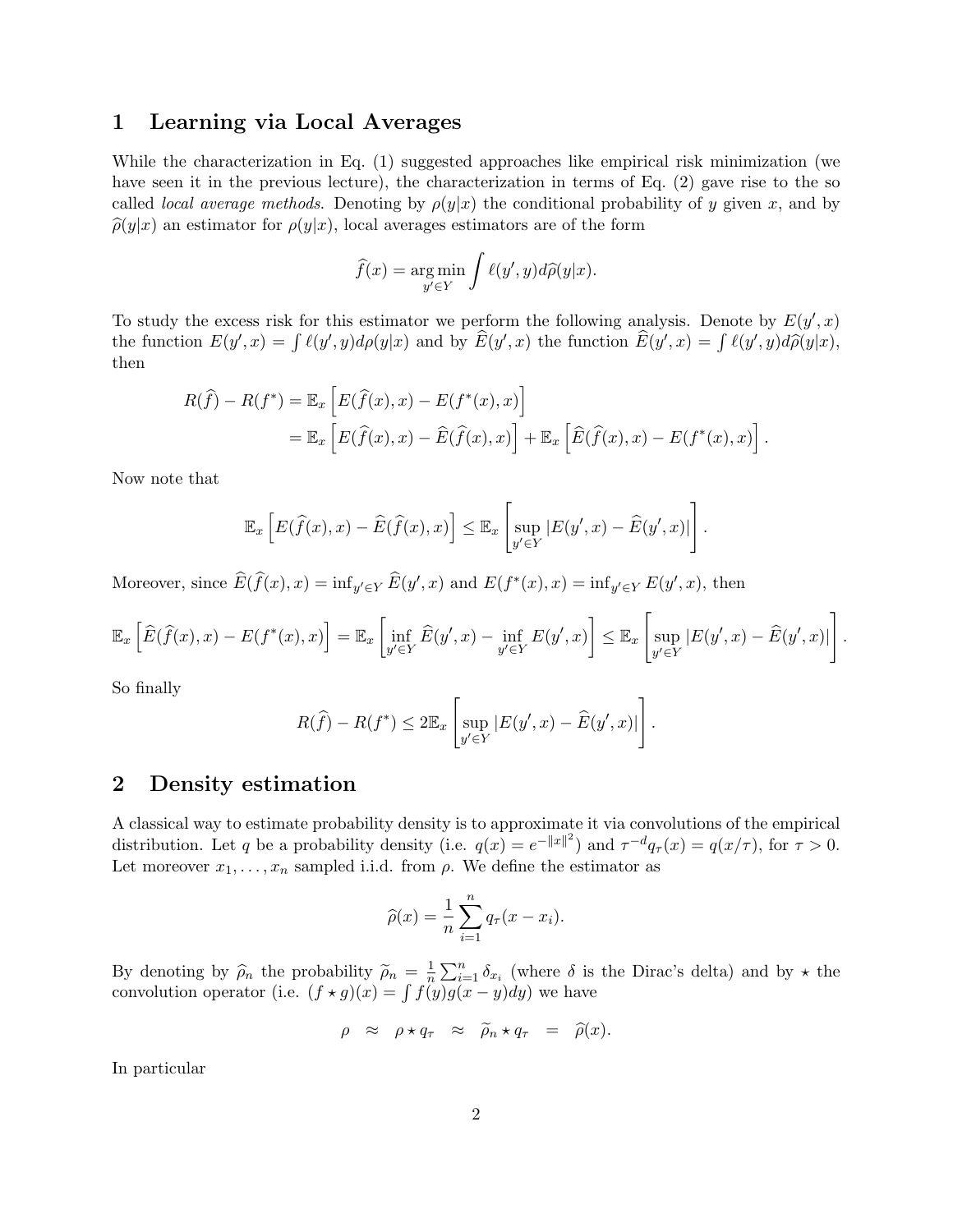## 1 Learning via Local Averages

While the characterization in Eq. (1) suggested approaches like empirical risk minimization (we have seen it in the previous lecture), the characterization in terms of Eq. (2) gave rise to the so called *local average methods*. Denoting by $\rho(y|x)$ the conditional probability of $y$ given $x$, and by $\widehat{\rho}(y|x)$ an estimator for $\rho(y|x)$, local averages estimators are of the form

$$\widehat{f}(x) = \arg\min_{y' \in Y} \int \ell(y', y) d\widehat{\rho}(y|x).$$

To study the excess risk for this estimator we perform the following analysis. Denote by $E(y', x)$ the function $E(y', x) = \int \ell(y', y) d\rho(y|x)$ and by $\widehat{E}(y', x)$ the function $\widehat{E}(y', x) = \int \ell(y', y) d\widehat{\rho}(y|x)$, then

$$\begin{aligned} R(\widehat{f}) - R(f^*) &= \mathbb{E}_x \left[ E(\widehat{f}(x), x) - E(f^*(x), x) \right] \\ &= \mathbb{E}_x \left[ E(\widehat{f}(x), x) - \widehat{E}(\widehat{f}(x), x) \right] + \mathbb{E}_x \left[ \widehat{E}(\widehat{f}(x), x) - E(f^*(x), x) \right]. \end{aligned}$$

Now note that

$$\mathbb{E}_x \left[ E(\widehat{f}(x), x) - \widehat{E}(\widehat{f}(x), x) \right] \leq \mathbb{E}_x \left[ \sup_{y' \in Y} |E(y', x) - \widehat{E}(y', x)| \right].$$

Moreover, since $\widehat{E}(\widehat{f}(x), x) = \inf_{y' \in Y} \widehat{E}(y', x)$ and $E(f^*(x), x) = \inf_{y' \in Y} E(y', x)$, then

$$\mathbb{E}_x \left[ \widehat{E}(\widehat{f}(x), x) - E(f^*(x), x) \right] = \mathbb{E}_x \left[ \inf_{y' \in Y} \widehat{E}(y', x) - \inf_{y' \in Y} E(y', x) \right] \leq \mathbb{E}_x \left[ \sup_{y' \in Y} |E(y', x) - \widehat{E}(y', x)| \right].$$

So finally

$$R(\widehat{f}) - R(f^*) \leq 2\mathbb{E}_x \left[ \sup_{y' \in Y} |E(y', x) - \widehat{E}(y', x)| \right].$$

## 2 Density estimation

A classical way to estimate probability density is to approximate it via convolutions of the empirical distribution. Let $q$ be a probability density (i.e. $q(x) = e^{-\|x\|^2}$) and $\tau^{-d} q_\tau(x) = q(x/\tau)$, for $\tau > 0$. Let moreover $x_1, \dots, x_n$ sampled i.i.d. from $\rho$. We define the estimator as

$$\widehat{\rho}(x) = \frac{1}{n} \sum_{i=1}^n q_\tau(x - x_i).$$

By denoting by $\widehat{\rho}_n$ the probability $\widetilde{\rho}_n = \frac{1}{n} \sum_{i=1}^n \delta_{x_i}$ (where $\delta$ is the Dirac's delta) and by $\star$ the convolution operator (i.e. $(f \star g)(x) = \int f(y) g(x - y) dy$) we have

$$\rho \quad \approx \quad \rho \star q_\tau \quad \approx \quad \widetilde{\rho}_n \star q_\tau \quad = \quad \widehat{\rho}(x).$$

In particular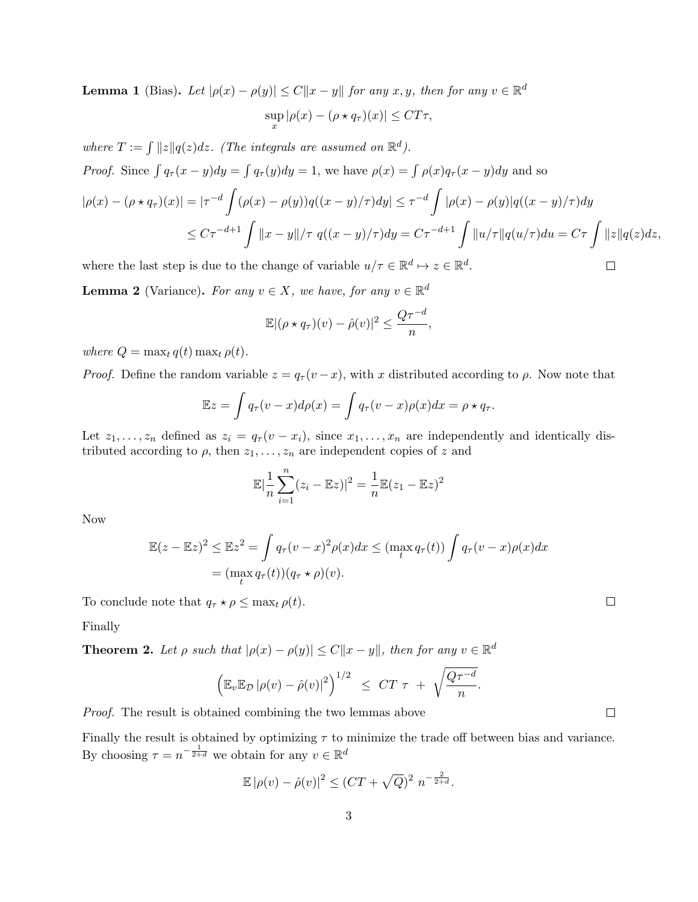**Lemma 1** (Bias)**.** *Let $|\rho(x) - \rho(y)| \leq C\|x - y\|$ for any $x, y$, then for any $v \in \mathbb{R}^d$*

$$\sup_x |\rho(x) - (\rho \star q_\tau)(x)| \leq CT\tau,$$

*where $T := \int \|z\|q(z)dz$. (The integrals are assumed on $\mathbb{R}^d$).*

*Proof.* Since $\int q_\tau(x - y)dy = \int q_\tau(y)dy = 1$, we have $\rho(x) = \int \rho(x)q_\tau(x - y)dy$ and so

$$|\rho(x) - (\rho \star q_\tau)(x)| = |\tau^{-d} \int (\rho(x) - \rho(y))q((x - y)/\tau)dy| \leq \tau^{-d} \int |\rho(x) - \rho(y)|q((x - y)/\tau)dy$$

$$\leq C\tau^{-d+1} \int \|x - y\|/\tau \ q((x - y)/\tau)dy = C\tau^{-d+1} \int \|u/\tau\|q(u/\tau)du = C\tau \int \|z\|q(z)dz,$$

where the last step is due to the change of variable $u/\tau \in \mathbb{R}^d \mapsto z \in \mathbb{R}^d$. □

**Lemma 2** (Variance)**.** *For any $v \in X$, we have, for any $v \in \mathbb{R}^d$*

$$\mathbb{E}|(\rho \star q_\tau)(v) - \hat{\rho}(v)|^2 \leq \frac{Q\tau^{-d}}{n},$$

*where $Q = \max_t q(t) \max_t \rho(t)$.*

*Proof.* Define the random variable $z = q_\tau(v - x)$, with $x$ distributed according to $\rho$. Now note that

$$\mathbb{E}z = \int q_\tau(v - x)d\rho(x) = \int q_\tau(v - x)\rho(x)dx = \rho \star q_\tau.$$

Let $z_1, \ldots, z_n$ defined as $z_i = q_\tau(v - x_i)$, since $x_1, \ldots, x_n$ are independently and identically distributed according to $\rho$, then $z_1, \ldots, z_n$ are independent copies of $z$ and

$$\mathbb{E}|\frac{1}{n}\sum_{i=1}^{n}(z_i - \mathbb{E}z)|^2 = \frac{1}{n}\mathbb{E}(z_1 - \mathbb{E}z)^2$$

Now

$$\mathbb{E}(z - \mathbb{E}z)^2 \leq \mathbb{E}z^2 = \int q_\tau(v - x)^2\rho(x)dx \leq (\max_t q_\tau(t)) \int q_\tau(v - x)\rho(x)dx$$

$$= (\max_t q_\tau(t))(q_\tau \star \rho)(v).$$

To conclude note that $q_\tau \star \rho \leq \max_t \rho(t)$. □

Finally

**Theorem 2.** *Let $\rho$ such that $|\rho(x) - \rho(y)| \leq C\|x - y\|$, then for any $v \in \mathbb{R}^d$*

$$\left(\mathbb{E}_v\mathbb{E}_{\mathcal{D}} \left|\rho(v) - \hat{\rho}(v)\right|^2\right)^{1/2} \ \leq \ CT \ \tau \ + \ \sqrt{\frac{Q\tau^{-d}}{n}}.$$

*Proof.* The result is obtained combining the two lemmas above □

Finally the result is obtained by optimizing $\tau$ to minimize the trade off between bias and variance. By choosing $\tau = n^{-\frac{1}{2+d}}$ we obtain for any $v \in \mathbb{R}^d$

$$\mathbb{E} \left|\rho(v) - \hat{\rho}(v)\right|^2 \leq (CT + \sqrt{Q})^2 \ n^{-\frac{2}{2+d}}.$$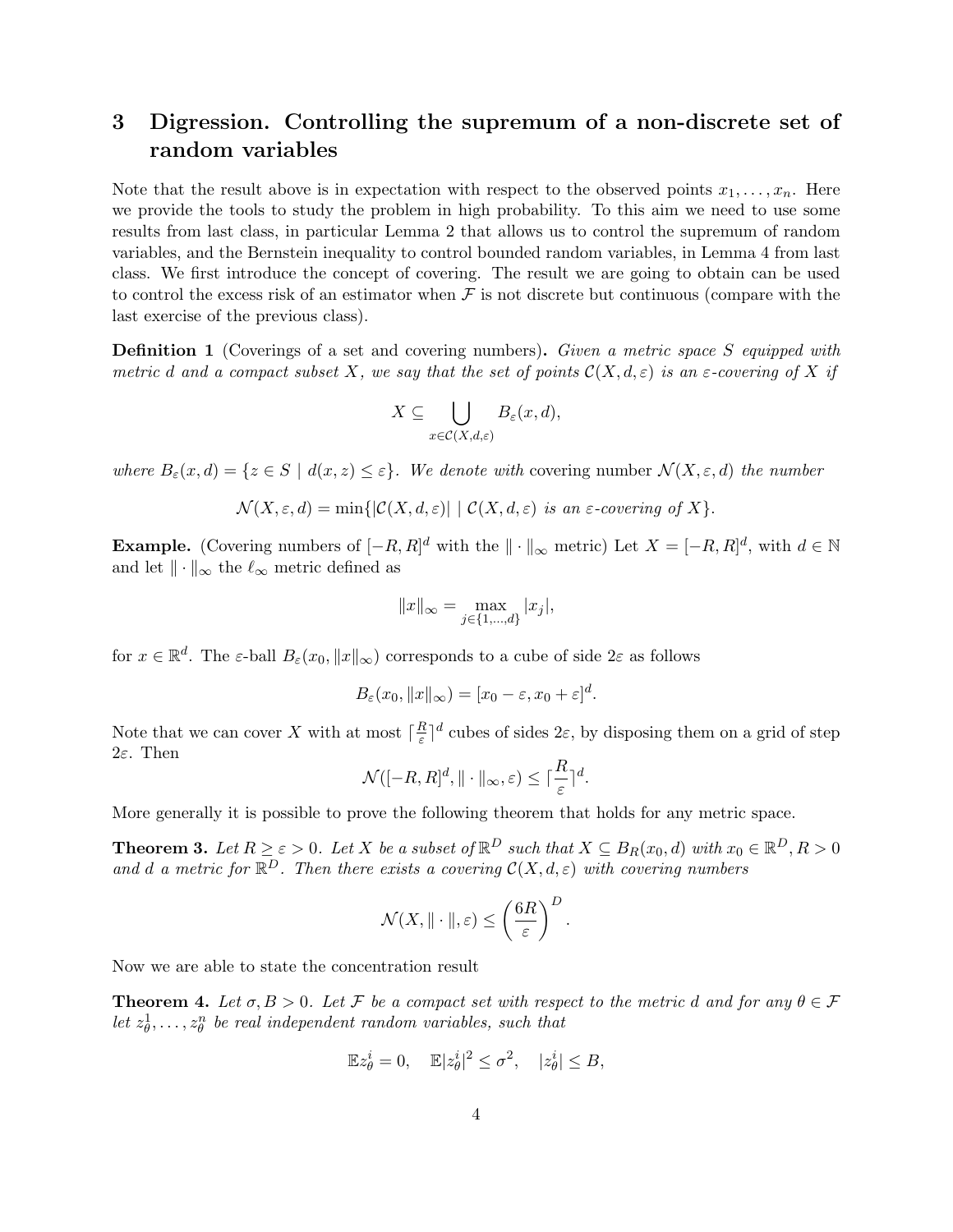## 3 Digression. Controlling the supremum of a non-discrete set of random variables

Note that the result above is in expectation with respect to the observed points $x_1, \dots, x_n$. Here we provide the tools to study the problem in high probability. To this aim we need to use some results from last class, in particular Lemma 2 that allows us to control the supremum of random variables, and the Bernstein inequality to control bounded random variables, in Lemma 4 from last class. We first introduce the concept of covering. The result we are going to obtain can be used to control the excess risk of an estimator when $\mathcal{F}$ is not discrete but continuous (compare with the last exercise of the previous class).

**Definition 1** (Coverings of a set and covering numbers)**.** *Given a metric space $S$ equipped with metric $d$ and a compact subset $X$, we say that the set of points $\mathcal{C}(X, d, \varepsilon)$ is an $\varepsilon$-covering of $X$ if*

$$X \subseteq \bigcup_{x \in \mathcal{C}(X,d,\varepsilon)} B_\varepsilon(x, d),$$

*where $B_\varepsilon(x, d) = \{z \in S \mid d(x, z) \leq \varepsilon\}$. We denote with* covering number *$\mathcal{N}(X, \varepsilon, d)$ the number*

$$\mathcal{N}(X, \varepsilon, d) = \min\{|\mathcal{C}(X, d, \varepsilon)| \mid \mathcal{C}(X, d, \varepsilon) \textit{ is an } \varepsilon\textit{-covering of } X\}.$$

**Example.** (Covering numbers of $[-R, R]^d$ with the $\|\cdot\|_\infty$ metric) Let $X = [-R, R]^d$, with $d \in \mathbb{N}$ and let $\|\cdot\|_\infty$ the $\ell_\infty$ metric defined as

$$\|x\|_\infty = \max_{j \in \{1,\dots,d\}} |x_j|,$$

for $x \in \mathbb{R}^d$. The $\varepsilon$-ball $B_\varepsilon(x_0, \|x\|_\infty)$ corresponds to a cube of side $2\varepsilon$ as follows

$$B_\varepsilon(x_0, \|x\|_\infty) = [x_0 - \varepsilon, x_0 + \varepsilon]^d.$$

Note that we can cover $X$ with at most $\lceil \frac{R}{\varepsilon} \rceil^d$ cubes of sides $2\varepsilon$, by disposing them on a grid of step $2\varepsilon$. Then

$$\mathcal{N}([-R, R]^d, \|\cdot\|_\infty, \varepsilon) \leq \lceil \frac{R}{\varepsilon} \rceil^d.$$

More generally it is possible to prove the following theorem that holds for any metric space.

**Theorem 3.** *Let $R \geq \varepsilon > 0$. Let $X$ be a subset of $\mathbb{R}^D$ such that $X \subseteq B_R(x_0, d)$ with $x_0 \in \mathbb{R}^D, R > 0$ and $d$ a metric for $\mathbb{R}^D$. Then there exists a covering $\mathcal{C}(X, d, \varepsilon)$ with covering numbers*

$$\mathcal{N}(X, \|\cdot\|, \varepsilon) \leq \left(\frac{6R}{\varepsilon}\right)^D.$$

Now we are able to state the concentration result

**Theorem 4.** *Let $\sigma, B > 0$. Let $\mathcal{F}$ be a compact set with respect to the metric $d$ and for any $\theta \in \mathcal{F}$ let $z_\theta^1, \dots, z_\theta^n$ be real independent random variables, such that*

$$\mathbb{E} z_\theta^i = 0, \quad \mathbb{E}|z_\theta^i|^2 \leq \sigma^2, \quad |z_\theta^i| \leq B,$$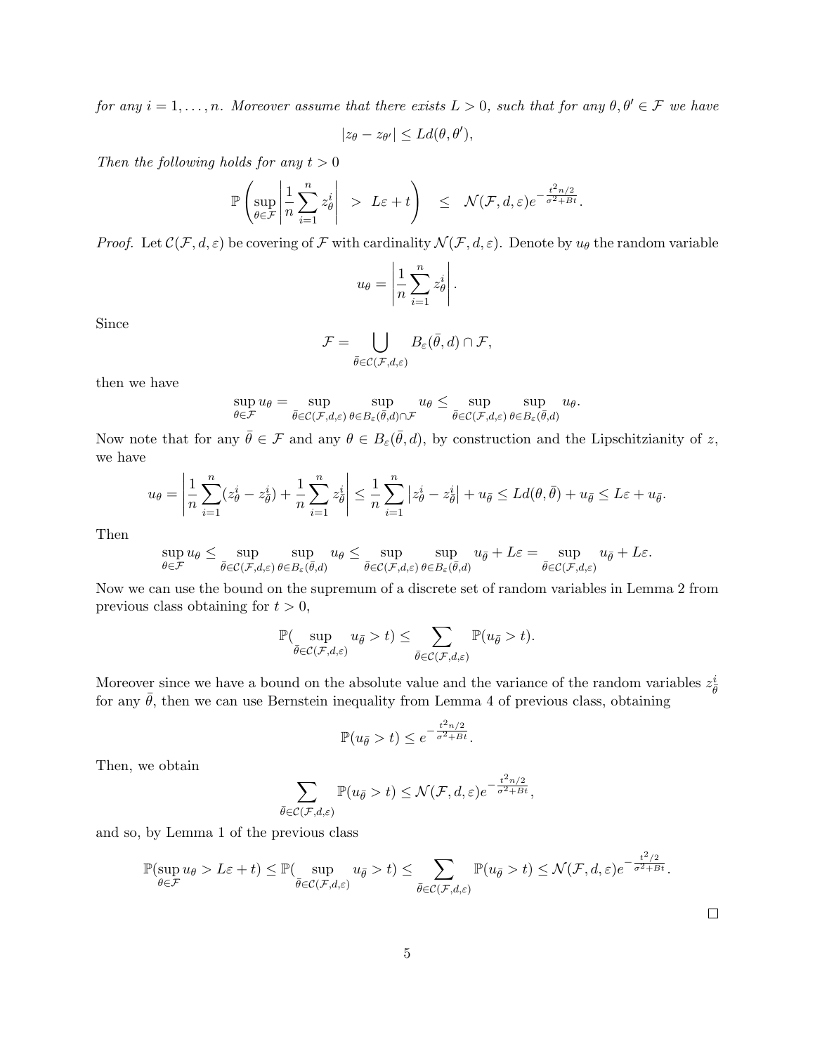*for any $i = 1, \ldots, n$. Moreover assume that there exists $L > 0$, such that for any $\theta, \theta' \in \mathcal{F}$ we have*

$$|z_\theta - z_{\theta'}| \leq L d(\theta, \theta'),$$

*Then the following holds for any $t > 0$*

$$\mathbb{P}\left(\sup_{\theta \in \mathcal{F}} \left| \frac{1}{n} \sum_{i=1}^{n} z_\theta^i \right| \ > \ L\varepsilon + t\right) \quad \leq \quad \mathcal{N}(\mathcal{F}, d, \varepsilon) e^{-\frac{t^2 n/2}{\sigma^2 + Bt}}.$$

*Proof.* Let $\mathcal{C}(\mathcal{F}, d, \varepsilon)$ be covering of $\mathcal{F}$ with cardinality $\mathcal{N}(\mathcal{F}, d, \varepsilon)$. Denote by $u_\theta$ the random variable

$$u_\theta = \left| \frac{1}{n} \sum_{i=1}^{n} z_\theta^i \right|.$$

Since

$$\mathcal{F} = \bigcup_{\bar{\theta} \in \mathcal{C}(\mathcal{F}, d, \varepsilon)} B_\varepsilon(\bar{\theta}, d) \cap \mathcal{F},$$

then we have

$$\sup_{\theta \in \mathcal{F}} u_\theta = \sup_{\bar{\theta} \in \mathcal{C}(\mathcal{F}, d, \varepsilon)} \ \sup_{\theta \in B_\varepsilon(\bar{\theta}, d) \cap \mathcal{F}} u_\theta \leq \sup_{\bar{\theta} \in \mathcal{C}(\mathcal{F}, d, \varepsilon)} \ \sup_{\theta \in B_\varepsilon(\bar{\theta}, d)} u_\theta.$$

Now note that for any $\bar{\theta} \in \mathcal{F}$ and any $\theta \in B_\varepsilon(\bar{\theta}, d)$, by construction and the Lipschitzianity of $z$, we have

$$u_\theta = \left| \frac{1}{n} \sum_{i=1}^{n} (z_\theta^i - z_{\bar{\theta}}^i) + \frac{1}{n} \sum_{i=1}^{n} z_{\bar{\theta}}^i \right| \leq \frac{1}{n} \sum_{i=1}^{n} \left| z_\theta^i - z_{\bar{\theta}}^i \right| + u_{\bar{\theta}} \leq L d(\theta, \bar{\theta}) + u_{\bar{\theta}} \leq L\varepsilon + u_{\bar{\theta}}.$$

Then

$$\sup_{\theta \in \mathcal{F}} u_\theta \leq \sup_{\bar{\theta} \in \mathcal{C}(\mathcal{F}, d, \varepsilon)} \ \sup_{\theta \in B_\varepsilon(\bar{\theta}, d)} u_\theta \leq \sup_{\bar{\theta} \in \mathcal{C}(\mathcal{F}, d, \varepsilon)} \ \sup_{\theta \in B_\varepsilon(\bar{\theta}, d)} u_{\bar{\theta}} + L\varepsilon = \sup_{\bar{\theta} \in \mathcal{C}(\mathcal{F}, d, \varepsilon)} u_{\bar{\theta}} + L\varepsilon.$$

Now we can use the bound on the supremum of a discrete set of random variables in Lemma 2 from previous class obtaining for $t > 0$,

$$\mathbb{P}\Big(\sup_{\bar{\theta} \in \mathcal{C}(\mathcal{F}, d, \varepsilon)} u_{\bar{\theta}} > t\Big) \leq \sum_{\bar{\theta} \in \mathcal{C}(\mathcal{F}, d, \varepsilon)} \mathbb{P}(u_{\bar{\theta}} > t).$$

Moreover since we have a bound on the absolute value and the variance of the random variables $z_{\bar{\theta}}^i$ for any $\bar{\theta}$, then we can use Bernstein inequality from Lemma 4 of previous class, obtaining

$$\mathbb{P}(u_{\bar{\theta}} > t) \leq e^{-\frac{t^2 n/2}{\sigma^2 + Bt}}.$$

Then, we obtain

$$\sum_{\bar{\theta} \in \mathcal{C}(\mathcal{F}, d, \varepsilon)} \mathbb{P}(u_{\bar{\theta}} > t) \leq \mathcal{N}(\mathcal{F}, d, \varepsilon) e^{-\frac{t^2 n/2}{\sigma^2 + Bt}},$$

and so, by Lemma 1 of the previous class

$$\mathbb{P}\big(\sup_{\theta \in \mathcal{F}} u_\theta > L\varepsilon + t\big) \leq \mathbb{P}\Big(\sup_{\bar{\theta} \in \mathcal{C}(\mathcal{F}, d, \varepsilon)} u_{\bar{\theta}} > t\Big) \leq \sum_{\bar{\theta} \in \mathcal{C}(\mathcal{F}, d, \varepsilon)} \mathbb{P}(u_{\bar{\theta}} > t) \leq \mathcal{N}(\mathcal{F}, d, \varepsilon) e^{-\frac{t^2/2}{\sigma^2 + Bt}}.$$

$\square$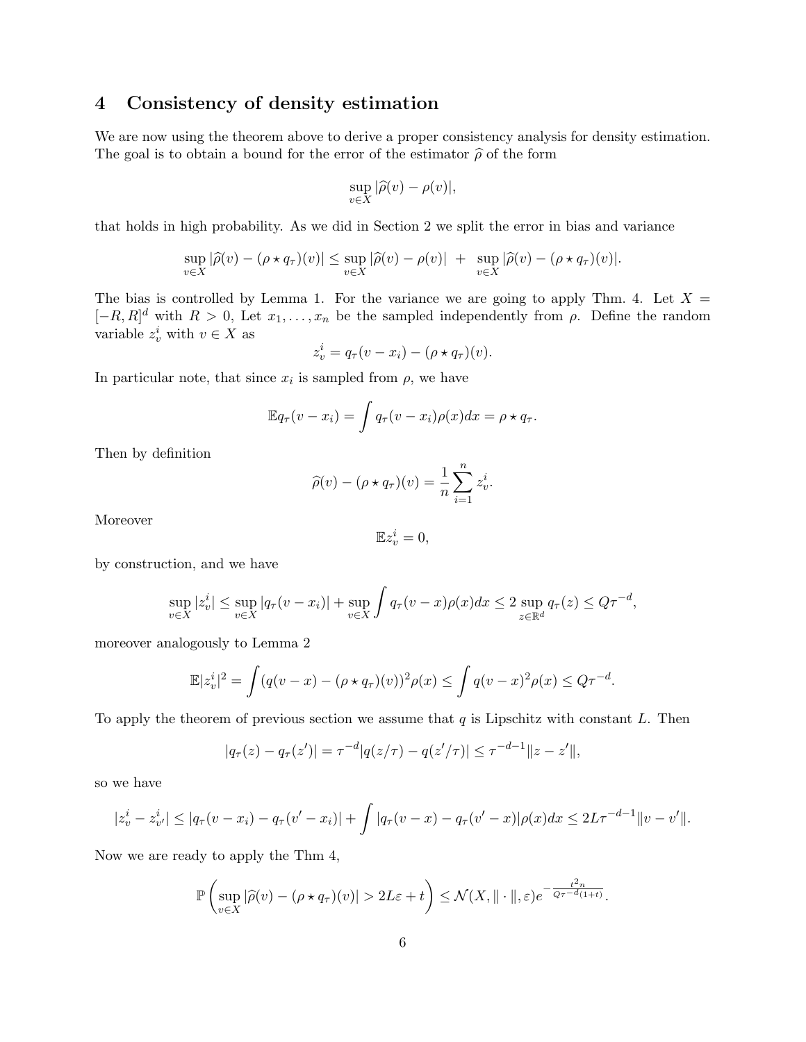# 4 Consistency of density estimation

We are now using the theorem above to derive a proper consistency analysis for density estimation. The goal is to obtain a bound for the error of the estimator $\widehat{\rho}$ of the form

$$\sup_{v \in X} |\widehat{\rho}(v) - \rho(v)|,$$

that holds in high probability. As we did in Section 2 we split the error in bias and variance

$$\sup_{v \in X} |\widehat{\rho}(v) - (\rho \star q_\tau)(v)| \leq \sup_{v \in X} |\widehat{\rho}(v) - \rho(v)| \; + \; \sup_{v \in X} |\widehat{\rho}(v) - (\rho \star q_\tau)(v)|.$$

The bias is controlled by Lemma 1. For the variance we are going to apply Thm. 4. Let $X = [-R, R]^d$ with $R > 0$, Let $x_1, \dots, x_n$ be the sampled independently from $\rho$. Define the random variable $z_v^i$ with $v \in X$ as

$$z_v^i = q_\tau(v - x_i) - (\rho \star q_\tau)(v).$$

In particular note, that since $x_i$ is sampled from $\rho$, we have

$$\mathbb{E} q_\tau(v - x_i) = \int q_\tau(v - x_i) \rho(x) dx = \rho \star q_\tau.$$

Then by definition

$$\widehat{\rho}(v) - (\rho \star q_\tau)(v) = \frac{1}{n} \sum_{i=1}^{n} z_v^i.$$

Moreover

$$\mathbb{E} z_v^i = 0,$$

by construction, and we have

$$\sup_{v \in X} |z_v^i| \leq \sup_{v \in X} |q_\tau(v - x_i)| + \sup_{v \in X} \int q_\tau(v - x) \rho(x) dx \leq 2 \sup_{z \in \mathbb{R}^d} q_\tau(z) \leq Q \tau^{-d},$$

moreover analogously to Lemma 2

$$\mathbb{E} |z_v^i|^2 = \int (q(v - x) - (\rho \star q_\tau)(v))^2 \rho(x) \leq \int q(v - x)^2 \rho(x) \leq Q \tau^{-d}.$$

To apply the theorem of previous section we assume that $q$ is Lipschitz with constant $L$. Then

$$|q_\tau(z) - q_\tau(z')| = \tau^{-d} |q(z/\tau) - q(z'/\tau)| \leq \tau^{-d-1} \|z - z'\|,$$

so we have

$$|z_v^i - z_{v'}^i| \leq |q_\tau(v - x_i) - q_\tau(v' - x_i)| + \int |q_\tau(v - x) - q_\tau(v' - x)| \rho(x) dx \leq 2L \tau^{-d-1} \|v - v'\|.$$

Now we are ready to apply the Thm 4,

$$\mathbb{P}\left( \sup_{v \in X} |\widehat{\rho}(v) - (\rho \star q_\tau)(v)| > 2L\varepsilon + t \right) \leq \mathcal{N}(X, \|\cdot\|, \varepsilon) e^{-\frac{t^2 n}{Q \tau^{-d} (1+t)}}.$$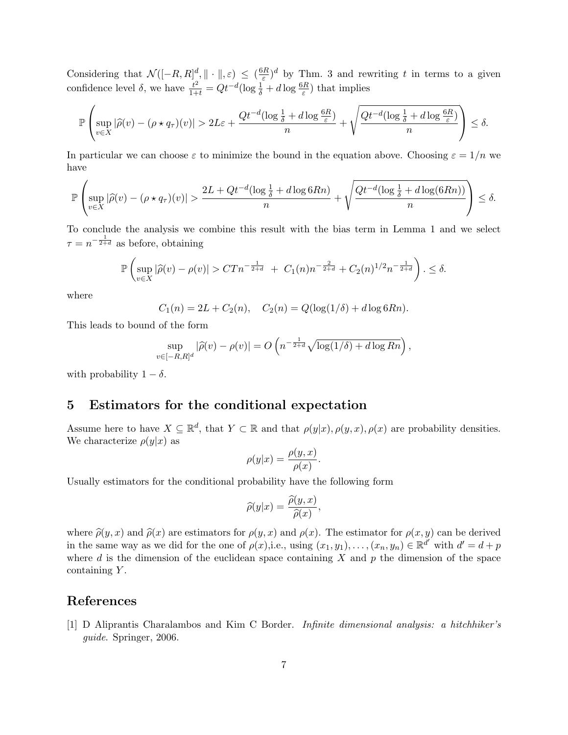Considering that $\mathcal{N}([-R,R]^d, \|\cdot\|, \varepsilon) \leq (\frac{6R}{\varepsilon})^d$ by Thm. 3 and rewriting $t$ in terms to a given confidence level $\delta$, we have $\frac{t^2}{1+t} = Qt^{-d}(\log\frac{1}{\delta} + d\log\frac{6R}{\varepsilon})$ that implies

$$\mathbb{P}\left(\sup_{v\in X} |\widehat{\rho}(v) - (\rho \star q_\tau)(v)| > 2L\varepsilon + \frac{Qt^{-d}(\log\frac{1}{\delta} + d\log\frac{6R}{\varepsilon})}{n} + \sqrt{\frac{Qt^{-d}(\log\frac{1}{\delta} + d\log\frac{6R}{\varepsilon})}{n}}\right) \leq \delta.$$

In particular we can choose $\varepsilon$ to minimize the bound in the equation above. Choosing $\varepsilon = 1/n$ we have

$$\mathbb{P}\left(\sup_{v\in X} |\widehat{\rho}(v) - (\rho \star q_\tau)(v)| > \frac{2L + Qt^{-d}(\log\frac{1}{\delta} + d\log 6Rn)}{n} + \sqrt{\frac{Qt^{-d}(\log\frac{1}{\delta} + d\log(6Rn))}{n}}\right) \leq \delta.$$

To conclude the analysis we combine this result with the bias term in Lemma 1 and we select $\tau = n^{-\frac{1}{2+d}}$ as before, obtaining

$$\mathbb{P}\left(\sup_{v\in X} |\widehat{\rho}(v) - \rho(v)| > CTn^{-\frac{1}{2+d}} \; + \; C_1(n)n^{-\frac{2}{2+d}} + C_2(n)^{1/2}n^{-\frac{1}{2+d}}\right). \leq \delta.$$

where

$$C_1(n) = 2L + C_2(n), \quad C_2(n) = Q(\log(1/\delta) + d\log 6Rn).$$

This leads to bound of the form

$$\sup_{v\in[-R,R]^d} |\widehat{\rho}(v) - \rho(v)| = O\left(n^{-\frac{1}{2+d}}\sqrt{\log(1/\delta) + d\log Rn}\right),$$

with probability $1-\delta$.

## 5 Estimators for the conditional expectation

Assume here to have $X \subseteq \mathbb{R}^d$, that $Y \subset \mathbb{R}$ and that $\rho(y|x), \rho(y,x), \rho(x)$ are probability densities. We characterize $\rho(y|x)$ as

$$\rho(y|x) = \frac{\rho(y,x)}{\rho(x)}.$$

Usually estimators for the conditional probability have the following form

$$\widehat{\rho}(y|x) = \frac{\widehat{\rho}(y,x)}{\widehat{\rho}(x)},$$

where $\widehat{\rho}(y,x)$ and $\widehat{\rho}(x)$ are estimators for $\rho(y,x)$ and $\rho(x)$. The estimator for $\rho(x,y)$ can be derived in the same way as we did for the one of $\rho(x)$,i.e., using $(x_1,y_1),\ldots,(x_n,y_n) \in \mathbb{R}^{d'}$ with $d' = d+p$ where $d$ is the dimension of the euclidean space containing $X$ and $p$ the dimension of the space containing $Y$.

## References

[1] D Aliprantis Charalambos and Kim C Border. *Infinite dimensional analysis: a hitchhiker's guide*. Springer, 2006.